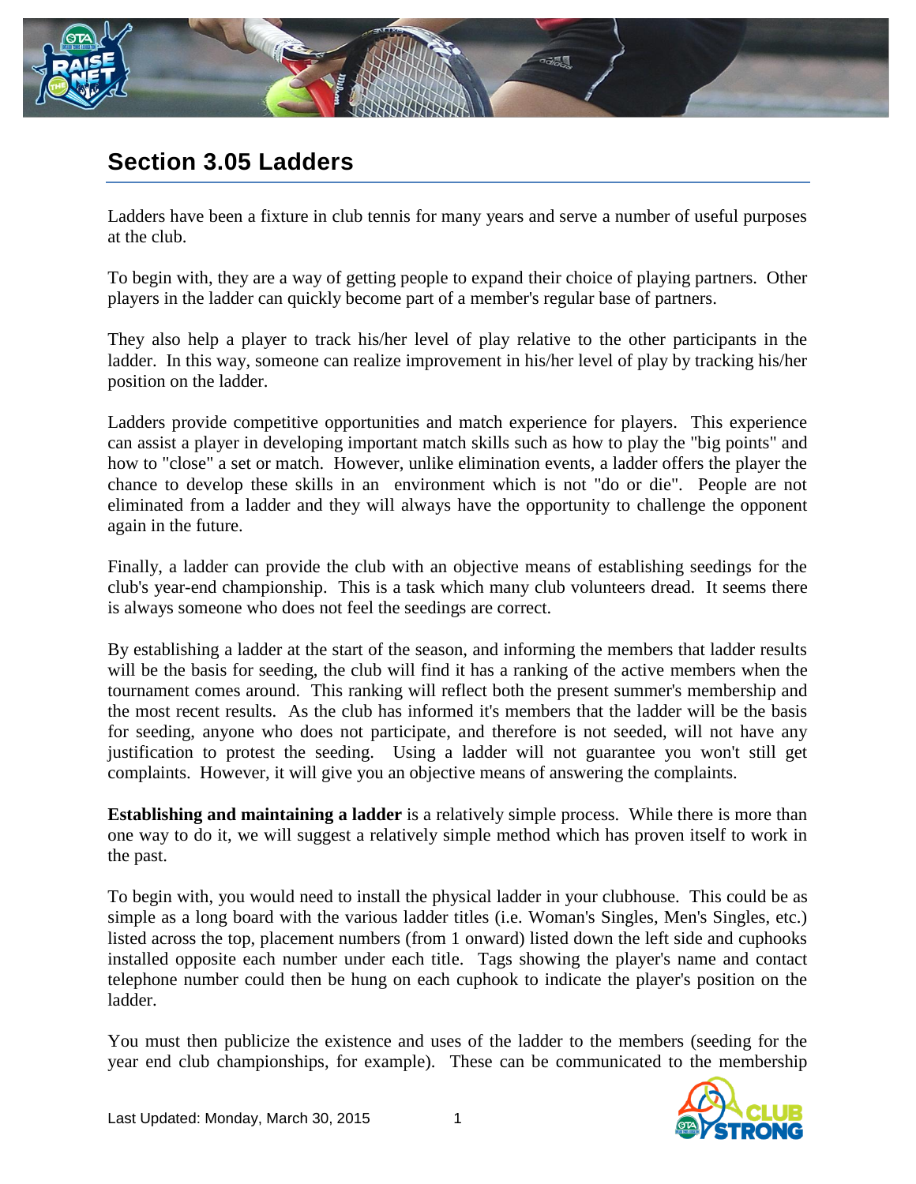# Section 3.05 Ladders

Ladders have been a fixture in club tennis for many years and serve a number of useful purposes at the club.

To begin with, they are a way of getting people to expand their choice of playing partners. Other players in the ladder can quickly become part of a member's regular base of partners.

They also help a player to track his/her level of play relative to the other participants in the ladder. In this way, someone can realize improvement in his/her level of play by tracking his/her position on the ladder.

Ladders provide competitive opportunities and match experience for players. This experience can assist a player in developing important match skills such as how to play the "big points" and how to "close" a set or match. However, unlike elimination events, a ladder offers the player the chance to develop these skills in an environment which is not "do or die". People are not eliminated from a ladder and they will always have the opportunity to challenge the opponent again in the future.

Finally, a ladder can provide the club with an objective means of establishing seedings for the club's year-end championship. This is a task which many club volunteers dread. It seems there is always someone who does not feel the seedings are correct.

By establishing a ladder at the start of the season, and informing the members that ladder results will be the basis for seeding, the club will find it has a ranking of the active members when the tournament comes around. This ranking will reflect both the present summer's membership and the most recent results. As the club has informed it's members that the ladder will be the basis for seeding, anyone who does not participate, and therefore is not seeded, will not have any justification to protest the seeding. Using a ladder will not guarantee you won't still get complaints. However, it will give you an objective means of answering the complaints.

**Establishing and maintaining a ladder** is a relatively simple process. While there is more than one way to do it, we will suggest a relatively simple method which has proven itself to work in the past.

To begin with, you would need to install the physical ladder in your clubhouse. This could be as simple as a long board with the various ladder titles (i.e. Woman's Singles, Men's Singles, etc.) listed across the top, placement numbers (from 1 onward) listed down the left side and cuphooks installed opposite each number under each title. Tags showing the player's name and contact telephone number could then be hung on each cuphook to indicate the player's position on the ladder.

You must then publicize the existence and uses of the ladder to the members (seeding for the year end club championships, for example). These can be communicated to the membership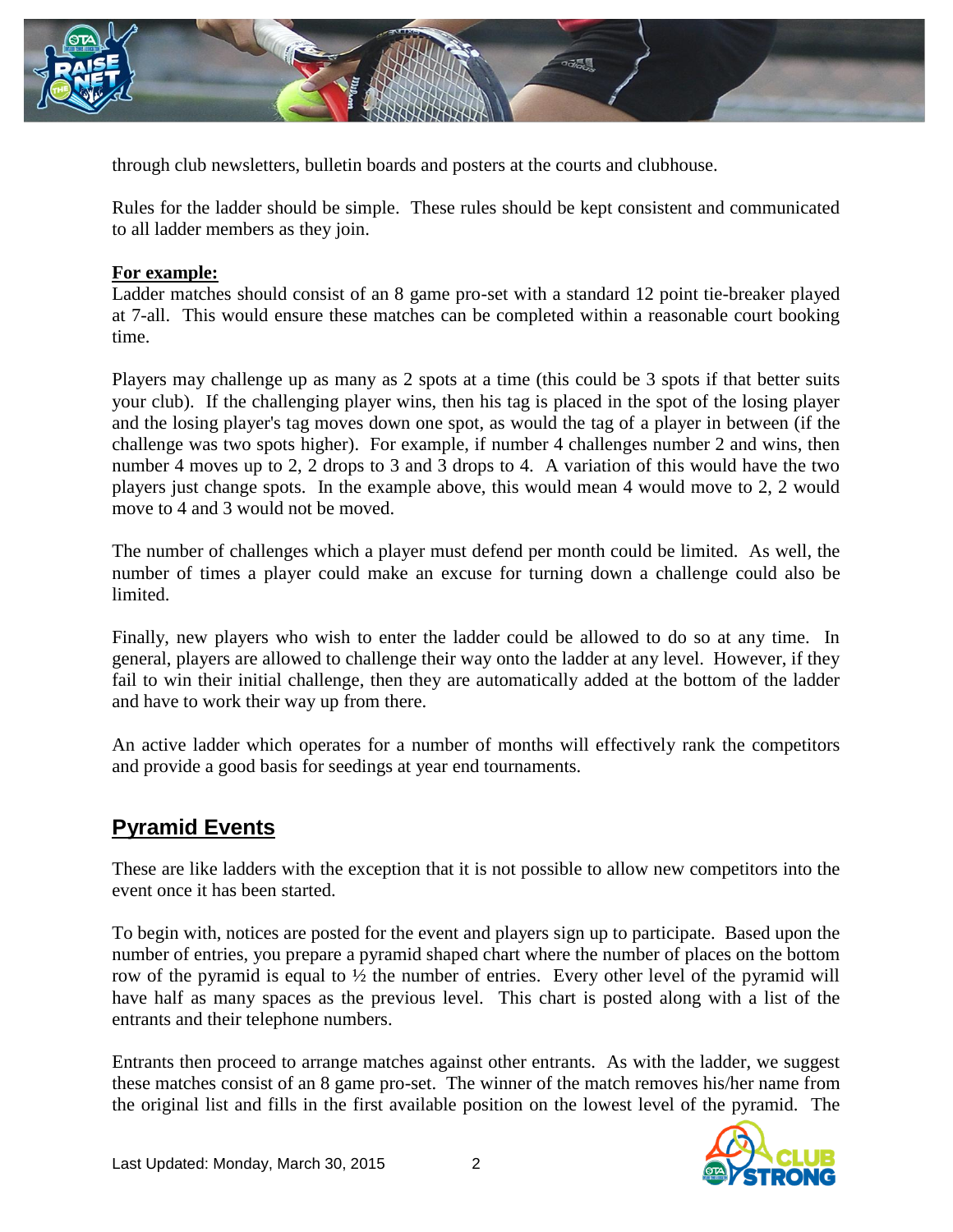through club newsletters, bulletin boards and posters at the courts and clubhouse.

Rules for the ladder should be simple. These rules should be kept consistent and communicated to all ladder members as they join.

**For example:**

Ladder matches should consist of an 8 game pro-set with a standard 12 point tie-breaker played at 7-all. This would ensure these matches can be completed within a reasonable court booking time.

Players may challenge up as many as 2 spots at a time (this could be 3 spots if that better suits your club). If the challenging player wins, then his tag is placed in the spot of the losing player and the losing player's tag moves down one spot, as would the tag of a player in between (if the challenge was two spots higher). For example, if number 4 challenges number 2 and wins, then number 4 moves up to 2, 2 drops to 3 and 3 drops to 4. A variation of this would have the two players just change spots. In the example above, this would mean 4 would move to 2, 2 would move to 4 and 3 would not be moved.

The number of challenges which a player must defend per month could be limited. As well, the number of times a player could make an excuse for turning down a challenge could also be limited.

Finally, new players who wish to enter the ladder could be allowed to do so at any time. In general, players are allowed to challenge their way onto the ladder at any level. However, if they fail to win their initial challenge, then they are automatically added at the bottom of the ladder and have to work their way up from there.

An active ladder which operates for a number of months will effectively rank the competitors and provide a good basis for seedings at year end tournaments.

## Pyramid Events

These are like ladders with the exception that it is not possible to allow new competitors into the event once it has been started.

To begin with, notices are posted for the event and players sign up to participate. Based upon the number of entries, you prepare a pyramid shaped chart where the number of places on the bottom row of the pyramid is equal to ½ the number of entries. Every other level of the pyramid will have half as many spaces as the previous level. This chart is posted along with a list of the entrants and their telephone numbers.

Entrants then proceed to arrange matches against other entrants. As with the ladder, we suggest these matches consist of an 8 game pro-set. The winner of the match removes his/her name from the original list and fills in the first available position on the lowest level of the pyramid. The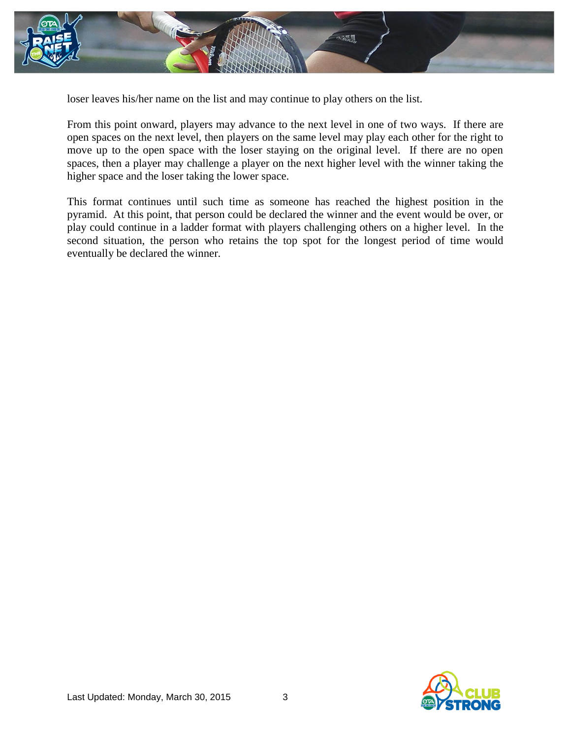loser leaves his/her name on the list and may continue to play others on the list.

From this point onward, players may advance to the next level in one of two ways. If there are open spaces on the next level, then players on the same level may play each other for the right to move up to the open space with the loser staying on the original level. If there are no open spaces, then a player may challenge a player on the next higher level with the winner taking the higher space and the loser taking the lower space.

This format continues until such time as someone has reached the highest position in the pyramid. At this point, that person could be declared the winner and the event would be over, or play could continue in a ladder format with players challenging others on a higher level. In the second situation, the person who retains the top spot for the longest period of time would eventually be declared the winner.